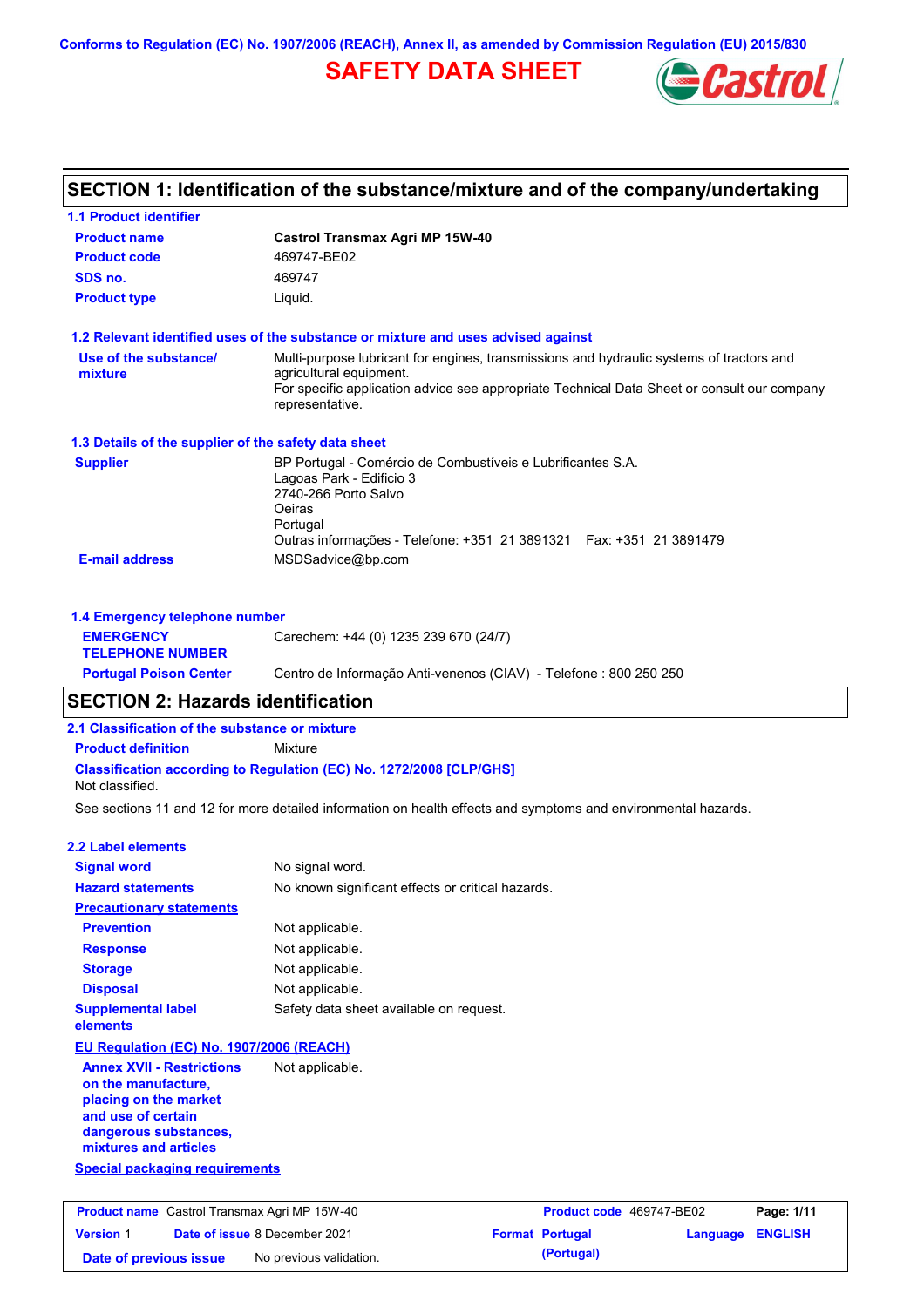Conforms to Regulation (EC) No. 1907/2006 (REACH), Annex II, as amended by Commission Regulation (EU) 2015/830

# SAFETY DATA SHEET

## SECTION 1: Identification of the substance/mixture and of the company/undertaking

### 1.1 Product identifier

| | |
|---|---|
| **Product name** | **Castrol Transmax Agri MP 15W-40** |
| **Product code** | 469747-BE02 |
| **SDS no.** | 469747 |
| **Product type** | Liquid. |

### 1.2 Relevant identified uses of the substance or mixture and uses advised against

| | |
|---|---|
| **Use of the substance/ mixture** | Multi-purpose lubricant for engines, transmissions and hydraulic systems of tractors and agricultural equipment.<br>For specific application advice see appropriate Technical Data Sheet or consult our company representative. |

### 1.3 Details of the supplier of the safety data sheet

| | |
|---|---|
| **Supplier** | BP Portugal - Comércio de Combustíveis e Lubrificantes S.A.<br>Lagoas Park - Edificio 3<br>2740-266 Porto Salvo<br>Oeiras<br>Portugal<br>Outras informações - Telefone: +351 21 3891321 Fax: +351 21 3891479 |
| **E-mail address** | MSDSadvice@bp.com |

### 1.4 Emergency telephone number

| | |
|---|---|
| **EMERGENCY TELEPHONE NUMBER** | Carechem: +44 (0) 1235 239 670 (24/7) |
| **Portugal Poison Center** | Centro de Informação Anti-venenos (CIAV) - Telefone : 800 250 250 |

## SECTION 2: Hazards identification

### 2.1 Classification of the substance or mixture

**Product definition** Mixture

**Classification according to Regulation (EC) No. 1272/2008 [CLP/GHS]**

Not classified.

See sections 11 and 12 for more detailed information on health effects and symptoms and environmental hazards.

### 2.2 Label elements

| | |
|---|---|
| **Signal word** | No signal word. |
| **Hazard statements** | No known significant effects or critical hazards. |
| **Precautionary statements** | |
| **Prevention** | Not applicable. |
| **Response** | Not applicable. |
| **Storage** | Not applicable. |
| **Disposal** | Not applicable. |
| **Supplemental label elements** | Safety data sheet available on request. |

**EU Regulation (EC) No. 1907/2006 (REACH)**

| | |
|---|---|
| **Annex XVII - Restrictions on the manufacture, placing on the market and use of certain dangerous substances, mixtures and articles** | Not applicable. |

**Special packaging requirements**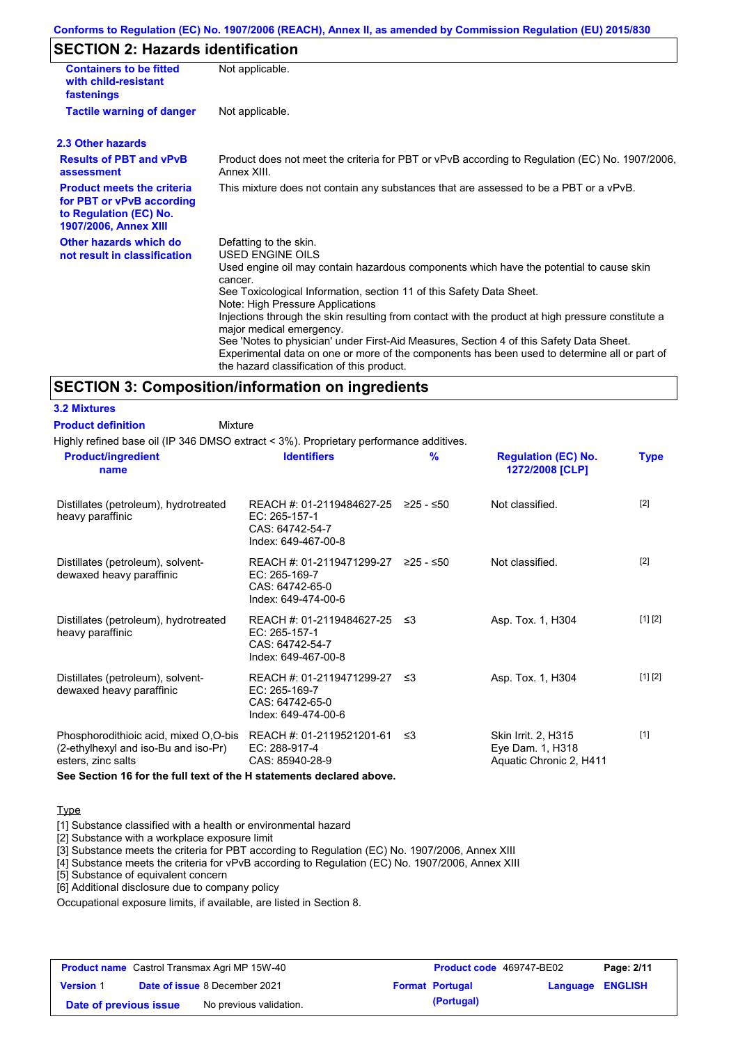## SECTION 2: Hazards identification

**Containers to be fitted with child-resistant fastenings** Not applicable.

**Tactile warning of danger** Not applicable.

### 2.3 Other hazards

**Results of PBT and vPvB assessment** Product does not meet the criteria for PBT or vPvB according to Regulation (EC) No. 1907/2006, Annex XIII.

**Product meets the criteria for PBT or vPvB according to Regulation (EC) No. 1907/2006, Annex XIII** This mixture does not contain any substances that are assessed to be a PBT or a vPvB.

**Other hazards which do not result in classification** Defatting to the skin.
USED ENGINE OILS
Used engine oil may contain hazardous components which have the potential to cause skin cancer.
See Toxicological Information, section 11 of this Safety Data Sheet.
Note: High Pressure Applications
Injections through the skin resulting from contact with the product at high pressure constitute a major medical emergency.
See 'Notes to physician' under First-Aid Measures, Section 4 of this Safety Data Sheet.
Experimental data on one or more of the components has been used to determine all or part of the hazard classification of this product.

## SECTION 3: Composition/information on ingredients

### 3.2 Mixtures

**Product definition** Mixture

Highly refined base oil (IP 346 DMSO extract < 3%). Proprietary performance additives.

| Product/ingredient name | Identifiers | % | Regulation (EC) No. 1272/2008 [CLP] | Type |
|---|---|---|---|---|
| Distillates (petroleum), hydrotreated heavy paraffinic | REACH #: 01-2119484627-25<br>EC: 265-157-1<br>CAS: 64742-54-7<br>Index: 649-467-00-8 | ≥25 - ≤50 | Not classified. | [2] |
| Distillates (petroleum), solvent-dewaxed heavy paraffinic | REACH #: 01-2119471299-27<br>EC: 265-169-7<br>CAS: 64742-65-0<br>Index: 649-474-00-6 | ≥25 - ≤50 | Not classified. | [2] |
| Distillates (petroleum), hydrotreated heavy paraffinic | REACH #: 01-2119484627-25<br>EC: 265-157-1<br>CAS: 64742-54-7<br>Index: 649-467-00-8 | ≤3 | Asp. Tox. 1, H304 | [1] [2] |
| Distillates (petroleum), solvent-dewaxed heavy paraffinic | REACH #: 01-2119471299-27<br>EC: 265-169-7<br>CAS: 64742-65-0<br>Index: 649-474-00-6 | ≤3 | Asp. Tox. 1, H304 | [1] [2] |
| Phosphorodithioic acid, mixed O,O-bis (2-ethylhexyl and iso-Bu and iso-Pr) esters, zinc salts | REACH #: 01-2119521201-61<br>EC: 288-917-4<br>CAS: 85940-28-9 | ≤3 | Skin Irrit. 2, H315<br>Eye Dam. 1, H318<br>Aquatic Chronic 2, H411 | [1] |

**See Section 16 for the full text of the H statements declared above.**

Type

[1] Substance classified with a health or environmental hazard
[2] Substance with a workplace exposure limit
[3] Substance meets the criteria for PBT according to Regulation (EC) No. 1907/2006, Annex XIII
[4] Substance meets the criteria for vPvB according to Regulation (EC) No. 1907/2006, Annex XIII
[5] Substance of equivalent concern
[6] Additional disclosure due to company policy

Occupational exposure limits, if available, are listed in Section 8.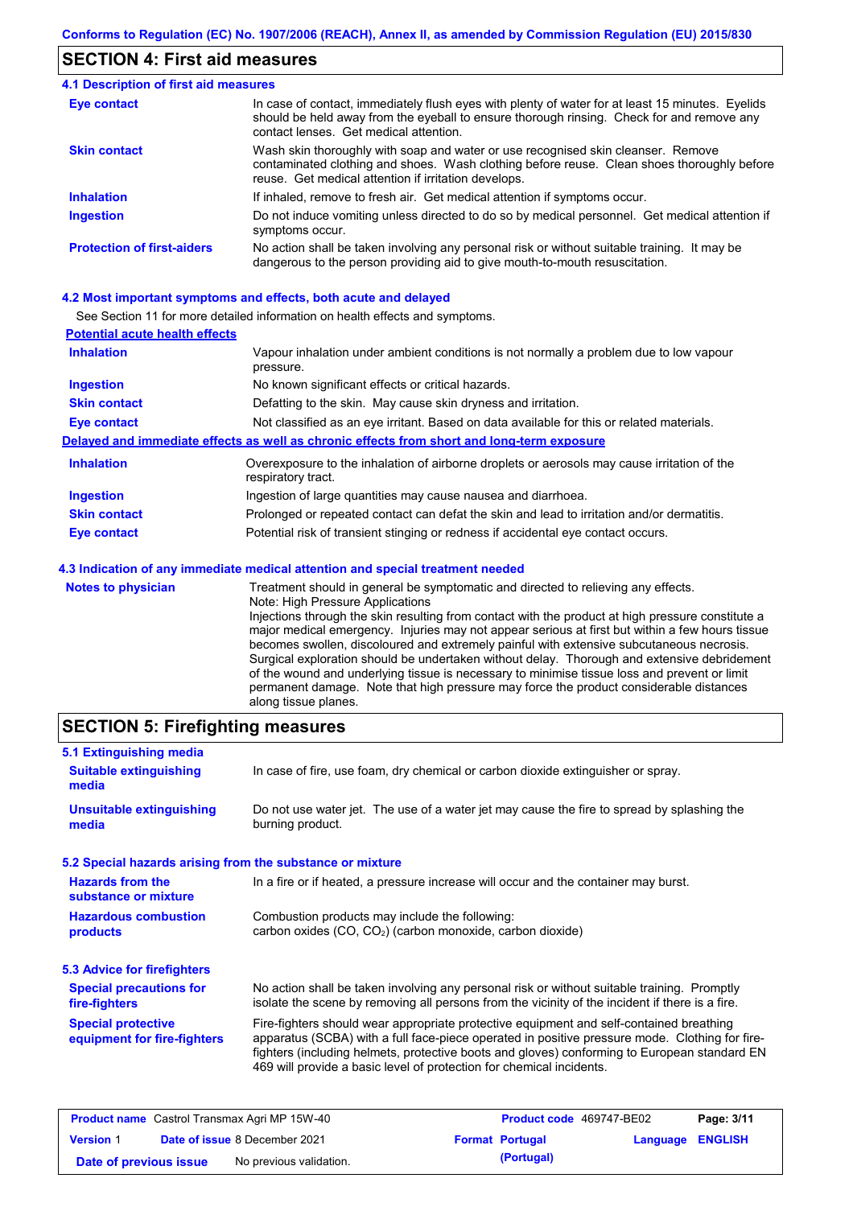## SECTION 4: First aid measures

### 4.1 Description of first aid measures

| | |
|---|---|
| **Eye contact** | In case of contact, immediately flush eyes with plenty of water for at least 15 minutes. Eyelids should be held away from the eyeball to ensure thorough rinsing. Check for and remove any contact lenses. Get medical attention. |
| **Skin contact** | Wash skin thoroughly with soap and water or use recognised skin cleanser. Remove contaminated clothing and shoes. Wash clothing before reuse. Clean shoes thoroughly before reuse. Get medical attention if irritation develops. |
| **Inhalation** | If inhaled, remove to fresh air. Get medical attention if symptoms occur. |
| **Ingestion** | Do not induce vomiting unless directed to do so by medical personnel. Get medical attention if symptoms occur. |
| **Protection of first-aiders** | No action shall be taken involving any personal risk or without suitable training. It may be dangerous to the person providing aid to give mouth-to-mouth resuscitation. |

### 4.2 Most important symptoms and effects, both acute and delayed

See Section 11 for more detailed information on health effects and symptoms.

**Potential acute health effects**

| | |
|---|---|
| **Inhalation** | Vapour inhalation under ambient conditions is not normally a problem due to low vapour pressure. |
| **Ingestion** | No known significant effects or critical hazards. |
| **Skin contact** | Defatting to the skin. May cause skin dryness and irritation. |
| **Eye contact** | Not classified as an eye irritant. Based on data available for this or related materials. |

**Delayed and immediate effects as well as chronic effects from short and long-term exposure**

| | |
|---|---|
| **Inhalation** | Overexposure to the inhalation of airborne droplets or aerosols may cause irritation of the respiratory tract. |
| **Ingestion** | Ingestion of large quantities may cause nausea and diarrhoea. |
| **Skin contact** | Prolonged or repeated contact can defat the skin and lead to irritation and/or dermatitis. |
| **Eye contact** | Potential risk of transient stinging or redness if accidental eye contact occurs. |

### 4.3 Indication of any immediate medical attention and special treatment needed

**Notes to physician**

Treatment should in general be symptomatic and directed to relieving any effects.
Note: High Pressure Applications
Injections through the skin resulting from contact with the product at high pressure constitute a major medical emergency. Injuries may not appear serious at first but within a few hours tissue becomes swollen, discoloured and extremely painful with extensive subcutaneous necrosis. Surgical exploration should be undertaken without delay. Thorough and extensive debridement of the wound and underlying tissue is necessary to minimise tissue loss and prevent or limit permanent damage. Note that high pressure may force the product considerable distances along tissue planes.

## SECTION 5: Firefighting measures

### 5.1 Extinguishing media

| | |
|---|---|
| **Suitable extinguishing media** | In case of fire, use foam, dry chemical or carbon dioxide extinguisher or spray. |
| **Unsuitable extinguishing media** | Do not use water jet. The use of a water jet may cause the fire to spread by splashing the burning product. |

### 5.2 Special hazards arising from the substance or mixture

| | |
|---|---|
| **Hazards from the substance or mixture** | In a fire or if heated, a pressure increase will occur and the container may burst. |
| **Hazardous combustion products** | Combustion products may include the following: carbon oxides (CO, $CO_2$) (carbon monoxide, carbon dioxide) |

### 5.3 Advice for firefighters

| | |
|---|---|
| **Special precautions for fire-fighters** | No action shall be taken involving any personal risk or without suitable training. Promptly isolate the scene by removing all persons from the vicinity of the incident if there is a fire. |
| **Special protective equipment for fire-fighters** | Fire-fighters should wear appropriate protective equipment and self-contained breathing apparatus (SCBA) with a full face-piece operated in positive pressure mode. Clothing for fire-fighters (including helmets, protective boots and gloves) conforming to European standard EN 469 will provide a basic level of protection for chemical incidents. |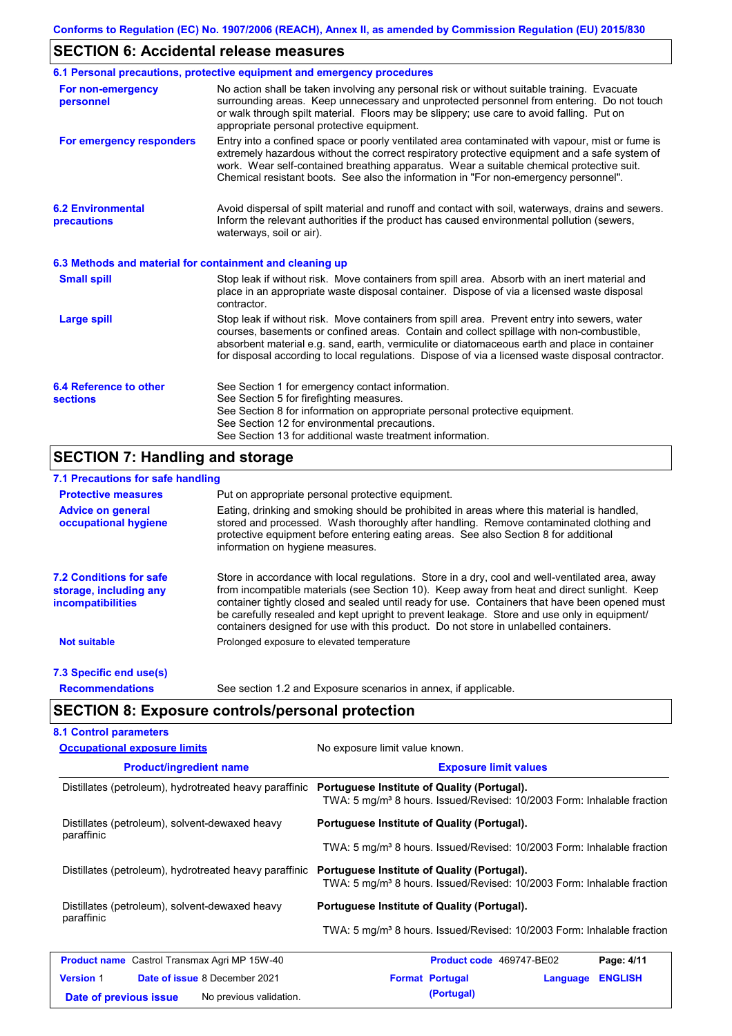## SECTION 6: Accidental release measures

### 6.1 Personal precautions, protective equipment and emergency procedures

**For non-emergency personnel**

No action shall be taken involving any personal risk or without suitable training. Evacuate surrounding areas. Keep unnecessary and unprotected personnel from entering. Do not touch or walk through spilt material. Floors may be slippery; use care to avoid falling. Put on appropriate personal protective equipment.

**For emergency responders**

Entry into a confined space or poorly ventilated area contaminated with vapour, mist or fume is extremely hazardous without the correct respiratory protective equipment and a safe system of work. Wear self-contained breathing apparatus. Wear a suitable chemical protective suit. Chemical resistant boots. See also the information in "For non-emergency personnel".

### 6.2 Environmental precautions

Avoid dispersal of spilt material and runoff and contact with soil, waterways, drains and sewers. Inform the relevant authorities if the product has caused environmental pollution (sewers, waterways, soil or air).

### 6.3 Methods and material for containment and cleaning up

**Small spill**

Stop leak if without risk. Move containers from spill area. Absorb with an inert material and place in an appropriate waste disposal container. Dispose of via a licensed waste disposal contractor.

**Large spill**

Stop leak if without risk. Move containers from spill area. Prevent entry into sewers, water courses, basements or confined areas. Contain and collect spillage with non-combustible, absorbent material e.g. sand, earth, vermiculite or diatomaceous earth and place in container for disposal according to local regulations. Dispose of via a licensed waste disposal contractor.

### 6.4 Reference to other sections

See Section 1 for emergency contact information.
See Section 5 for firefighting measures.
See Section 8 for information on appropriate personal protective equipment.
See Section 12 for environmental precautions.
See Section 13 for additional waste treatment information.

## SECTION 7: Handling and storage

### 7.1 Precautions for safe handling

**Protective measures**

Put on appropriate personal protective equipment.

**Advice on general occupational hygiene**

Eating, drinking and smoking should be prohibited in areas where this material is handled, stored and processed. Wash thoroughly after handling. Remove contaminated clothing and protective equipment before entering eating areas. See also Section 8 for additional information on hygiene measures.

### 7.2 Conditions for safe storage, including any incompatibilities

Store in accordance with local regulations. Store in a dry, cool and well-ventilated area, away from incompatible materials (see Section 10). Keep away from heat and direct sunlight. Keep container tightly closed and sealed until ready for use. Containers that have been opened must be carefully resealed and kept upright to prevent leakage. Store and use only in equipment/containers designed for use with this product. Do not store in unlabelled containers.

**Not suitable**

Prolonged exposure to elevated temperature

### 7.3 Specific end use(s)

**Recommendations**

See section 1.2 and Exposure scenarios in annex, if applicable.

## SECTION 8: Exposure controls/personal protection

### 8.1 Control parameters

**Occupational exposure limits**

No exposure limit value known.

| Product/ingredient name | Exposure limit values |
|---|---|
| Distillates (petroleum), hydrotreated heavy paraffinic | **Portuguese Institute of Quality (Portugal).** TWA: 5 mg/m³ 8 hours. Issued/Revised: 10/2003 Form: Inhalable fraction |
| Distillates (petroleum), solvent-dewaxed heavy paraffinic | **Portuguese Institute of Quality (Portugal).** TWA: 5 mg/m³ 8 hours. Issued/Revised: 10/2003 Form: Inhalable fraction |
| Distillates (petroleum), hydrotreated heavy paraffinic | **Portuguese Institute of Quality (Portugal).** TWA: 5 mg/m³ 8 hours. Issued/Revised: 10/2003 Form: Inhalable fraction |
| Distillates (petroleum), solvent-dewaxed heavy paraffinic | **Portuguese Institute of Quality (Portugal).** TWA: 5 mg/m³ 8 hours. Issued/Revised: 10/2003 Form: Inhalable fraction |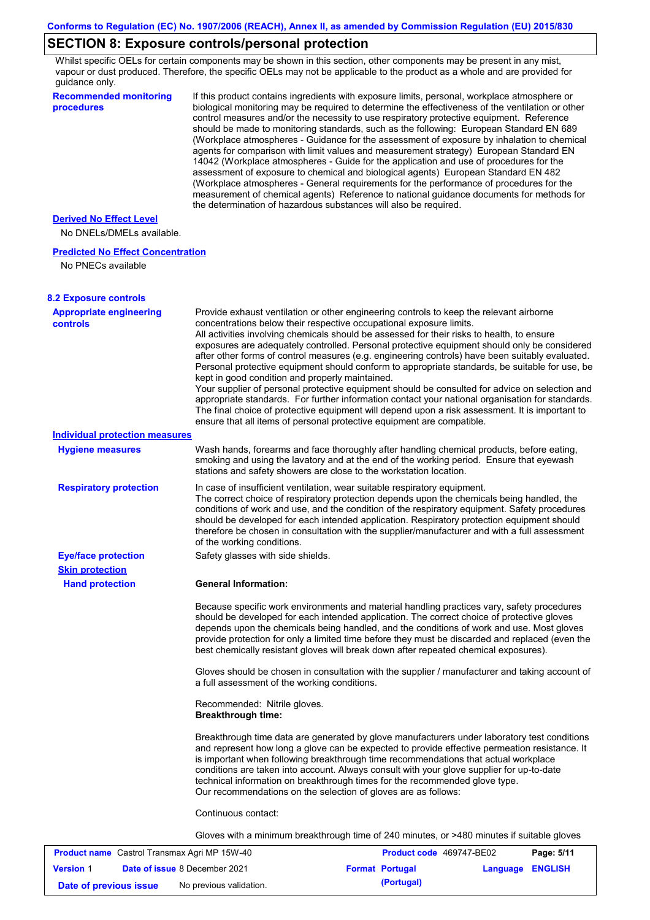## SECTION 8: Exposure controls/personal protection

Whilst specific OELs for certain components may be shown in this section, other components may be present in any mist, vapour or dust produced. Therefore, the specific OELs may not be applicable to the product as a whole and are provided for guidance only.

**Recommended monitoring procedures**

If this product contains ingredients with exposure limits, personal, workplace atmosphere or biological monitoring may be required to determine the effectiveness of the ventilation or other control measures and/or the necessity to use respiratory protective equipment. Reference should be made to monitoring standards, such as the following: European Standard EN 689 (Workplace atmospheres - Guidance for the assessment of exposure by inhalation to chemical agents for comparison with limit values and measurement strategy) European Standard EN 14042 (Workplace atmospheres - Guide for the application and use of procedures for the assessment of exposure to chemical and biological agents) European Standard EN 482 (Workplace atmospheres - General requirements for the performance of procedures for the measurement of chemical agents) Reference to national guidance documents for methods for the determination of hazardous substances will also be required.

**Derived No Effect Level**

No DNELs/DMELs available.

**Predicted No Effect Concentration**

No PNECs available

### 8.2 Exposure controls

**Appropriate engineering controls**

Provide exhaust ventilation or other engineering controls to keep the relevant airborne concentrations below their respective occupational exposure limits.
All activities involving chemicals should be assessed for their risks to health, to ensure exposures are adequately controlled. Personal protective equipment should only be considered after other forms of control measures (e.g. engineering controls) have been suitably evaluated. Personal protective equipment should conform to appropriate standards, be suitable for use, be kept in good condition and properly maintained.
Your supplier of personal protective equipment should be consulted for advice on selection and appropriate standards. For further information contact your national organisation for standards. The final choice of protective equipment will depend upon a risk assessment. It is important to ensure that all items of personal protective equipment are compatible.

**Individual protection measures**

**Hygiene measures**

Wash hands, forearms and face thoroughly after handling chemical products, before eating, smoking and using the lavatory and at the end of the working period. Ensure that eyewash stations and safety showers are close to the workstation location.

**Respiratory protection**

In case of insufficient ventilation, wear suitable respiratory equipment.
The correct choice of respiratory protection depends upon the chemicals being handled, the conditions of work and use, and the condition of the respiratory equipment. Safety procedures should be developed for each intended application. Respiratory protection equipment should therefore be chosen in consultation with the supplier/manufacturer and with a full assessment of the working conditions.

**Eye/face protection**

Safety glasses with side shields.

**Skin protection**

**Hand protection**

**General Information:**

Because specific work environments and material handling practices vary, safety procedures should be developed for each intended application. The correct choice of protective gloves depends upon the chemicals being handled, and the conditions of work and use. Most gloves provide protection for only a limited time before they must be discarded and replaced (even the best chemically resistant gloves will break down after repeated chemical exposures).

Gloves should be chosen in consultation with the supplier / manufacturer and taking account of a full assessment of the working conditions.

Recommended: Nitrile gloves.
**Breakthrough time:**

Breakthrough time data are generated by glove manufacturers under laboratory test conditions and represent how long a glove can be expected to provide effective permeation resistance. It is important when following breakthrough time recommendations that actual workplace conditions are taken into account. Always consult with your glove supplier for up-to-date technical information on breakthrough times for the recommended glove type.
Our recommendations on the selection of gloves are as follows:

Continuous contact:

Gloves with a minimum breakthrough time of 240 minutes, or >480 minutes if suitable gloves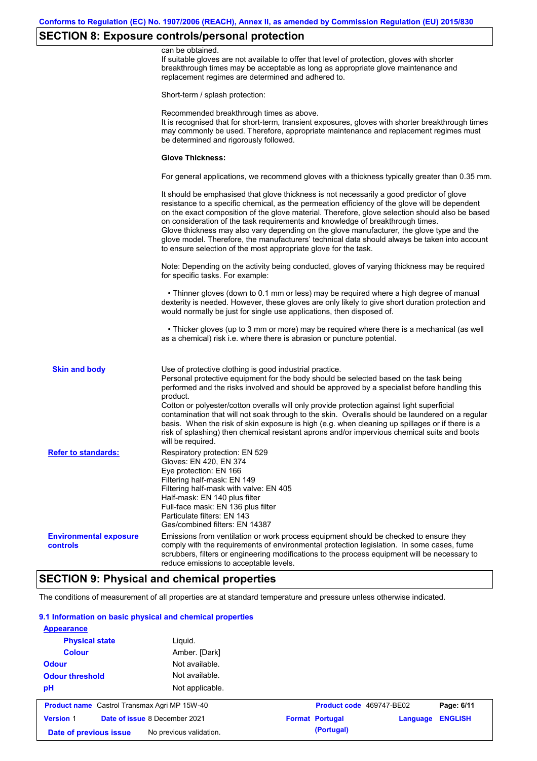## SECTION 8: Exposure controls/personal protection

can be obtained.
If suitable gloves are not available to offer that level of protection, gloves with shorter breakthrough times may be acceptable as long as appropriate glove maintenance and replacement regimes are determined and adhered to.

Short-term / splash protection:

Recommended breakthrough times as above.
It is recognised that for short-term, transient exposures, gloves with shorter breakthrough times may commonly be used. Therefore, appropriate maintenance and replacement regimes must be determined and rigorously followed.

**Glove Thickness:**

For general applications, we recommend gloves with a thickness typically greater than 0.35 mm.

It should be emphasised that glove thickness is not necessarily a good predictor of glove resistance to a specific chemical, as the permeation efficiency of the glove will be dependent on the exact composition of the glove material. Therefore, glove selection should also be based on consideration of the task requirements and knowledge of breakthrough times.
Glove thickness may also vary depending on the glove manufacturer, the glove type and the glove model. Therefore, the manufacturers' technical data should always be taken into account to ensure selection of the most appropriate glove for the task.

Note: Depending on the activity being conducted, gloves of varying thickness may be required for specific tasks. For example:

- Thinner gloves (down to 0.1 mm or less) may be required where a high degree of manual dexterity is needed. However, these gloves are only likely to give short duration protection and would normally be just for single use applications, then disposed of.

- Thicker gloves (up to 3 mm or more) may be required where there is a mechanical (as well as a chemical) risk i.e. where there is abrasion or puncture potential.

**Skin and body**

Use of protective clothing is good industrial practice.
Personal protective equipment for the body should be selected based on the task being performed and the risks involved and should be approved by a specialist before handling this product.
Cotton or polyester/cotton overalls will only provide protection against light superficial contamination that will not soak through to the skin. Overalls should be laundered on a regular basis. When the risk of skin exposure is high (e.g. when cleaning up spillages or if there is a risk of splashing) then chemical resistant aprons and/or impervious chemical suits and boots will be required.

**Refer to standards:**

Respiratory protection: EN 529
Gloves: EN 420, EN 374
Eye protection: EN 166
Filtering half-mask: EN 149
Filtering half-mask with valve: EN 405
Half-mask: EN 140 plus filter
Full-face mask: EN 136 plus filter
Particulate filters: EN 143
Gas/combined filters: EN 14387

**Environmental exposure controls**

Emissions from ventilation or work process equipment should be checked to ensure they comply with the requirements of environmental protection legislation. In some cases, fume scrubbers, filters or engineering modifications to the process equipment will be necessary to reduce emissions to acceptable levels.

## SECTION 9: Physical and chemical properties

The conditions of measurement of all properties are at standard temperature and pressure unless otherwise indicated.

### 9.1 Information on basic physical and chemical properties

**Appearance**

| | |
|---|---|
| **Physical state** | Liquid. |
| **Colour** | Amber. [Dark] |
| **Odour** | Not available. |
| **Odour threshold** | Not available. |
| **pH** | Not applicable. |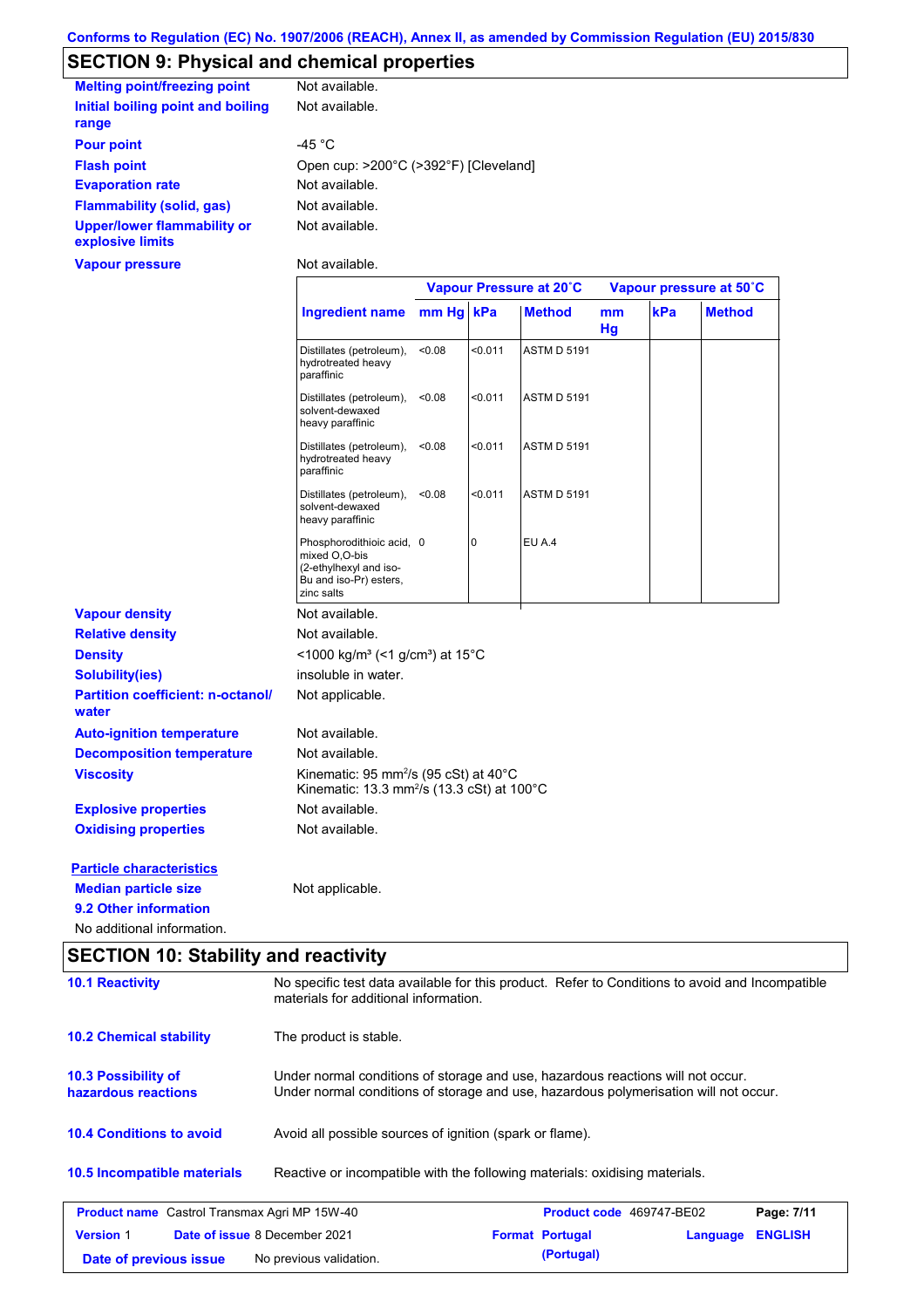Conforms to Regulation (EC) No. 1907/2006 (REACH), Annex II, as amended by Commission Regulation (EU) 2015/830

## SECTION 9: Physical and chemical properties

**Melting point/freezing point**: Not available.

**Initial boiling point and boiling range**: Not available.

**Pour point**: -45 °C

**Flash point**: Open cup: >200°C (>392°F) [Cleveland]

**Evaporation rate**: Not available.

**Flammability (solid, gas)**: Not available.

**Upper/lower flammability or explosive limits**: Not available.

**Vapour pressure**: Not available.

| Ingredient name | Vapour Pressure at 20˚C | | | Vapour pressure at 50˚C | | |
|---|---|---|---|---|---|---|
| | mm Hg | kPa | Method | mm Hg | kPa | Method |
| Distillates (petroleum), hydrotreated heavy paraffinic | <0.08 | <0.011 | ASTM D 5191 | | | |
| Distillates (petroleum), solvent-dewaxed heavy paraffinic | <0.08 | <0.011 | ASTM D 5191 | | | |
| Distillates (petroleum), hydrotreated heavy paraffinic | <0.08 | <0.011 | ASTM D 5191 | | | |
| Distillates (petroleum), solvent-dewaxed heavy paraffinic | <0.08 | <0.011 | ASTM D 5191 | | | |
| Phosphorodithioic acid, mixed O,O-bis (2-ethylhexyl and iso-Bu and iso-Pr) esters, zinc salts | 0 | 0 | EU A.4 | | | |

**Vapour density**: Not available.

**Relative density**: Not available.

**Density**: <1000 kg/m³ (<1 g/cm³) at 15°C

**Solubility(ies)**: insoluble in water.

**Partition coefficient: n-octanol/water**: Not applicable.

**Auto-ignition temperature**: Not available.

**Decomposition temperature**: Not available.

**Viscosity**: Kinematic: 95 mm²/s (95 cSt) at 40°C
Kinematic: 13.3 mm²/s (13.3 cSt) at 100°C

**Explosive properties**: Not available.

**Oxidising properties**: Not available.

**Particle characteristics**

**Median particle size**: Not applicable.

**9.2 Other information**

No additional information.

## SECTION 10: Stability and reactivity

**10.1 Reactivity**: No specific test data available for this product. Refer to Conditions to avoid and Incompatible materials for additional information.

**10.2 Chemical stability**: The product is stable.

**10.3 Possibility of hazardous reactions**: Under normal conditions of storage and use, hazardous reactions will not occur.
Under normal conditions of storage and use, hazardous polymerisation will not occur.

**10.4 Conditions to avoid**: Avoid all possible sources of ignition (spark or flame).

**10.5 Incompatible materials**: Reactive or incompatible with the following materials: oxidising materials.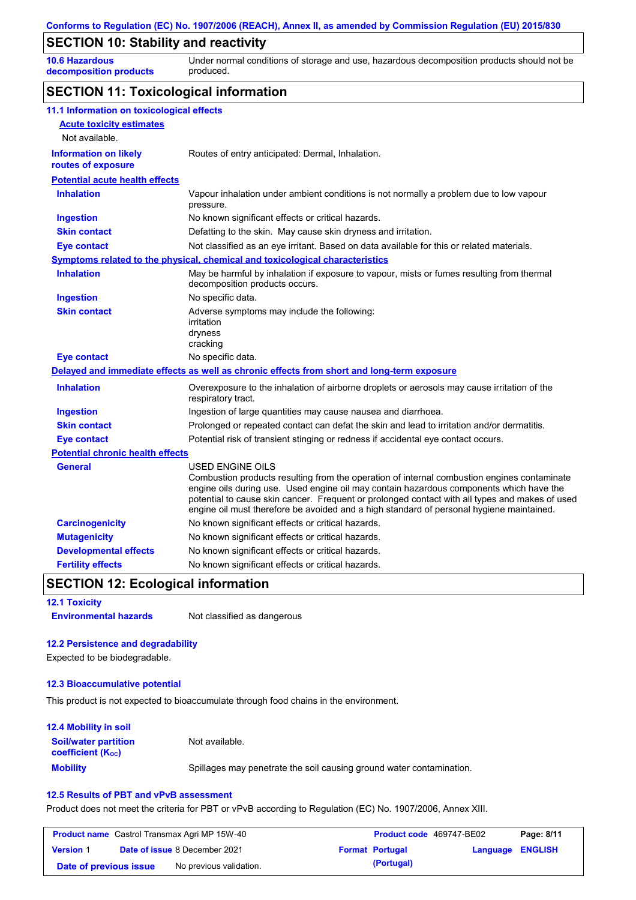## SECTION 10: Stability and reactivity

| | |
|---|---|
| **10.6 Hazardous decomposition products** | Under normal conditions of storage and use, hazardous decomposition products should not be produced. |

## SECTION 11: Toxicological information

### 11.1 Information on toxicological effects

**Acute toxicity estimates**

Not available.

| | |
|---|---|
| **Information on likely routes of exposure** | Routes of entry anticipated: Dermal, Inhalation. |

**Potential acute health effects**

| | |
|---|---|
| **Inhalation** | Vapour inhalation under ambient conditions is not normally a problem due to low vapour pressure. |
| **Ingestion** | No known significant effects or critical hazards. |
| **Skin contact** | Defatting to the skin. May cause skin dryness and irritation. |
| **Eye contact** | Not classified as an eye irritant. Based on data available for this or related materials. |

**Symptoms related to the physical, chemical and toxicological characteristics**

| | |
|---|---|
| **Inhalation** | May be harmful by inhalation if exposure to vapour, mists or fumes resulting from thermal decomposition products occurs. |
| **Ingestion** | No specific data. |
| **Skin contact** | Adverse symptoms may include the following:<br>irritation<br>dryness<br>cracking |
| **Eye contact** | No specific data. |

**Delayed and immediate effects as well as chronic effects from short and long-term exposure**

| | |
|---|---|
| **Inhalation** | Overexposure to the inhalation of airborne droplets or aerosols may cause irritation of the respiratory tract. |
| **Ingestion** | Ingestion of large quantities may cause nausea and diarrhoea. |
| **Skin contact** | Prolonged or repeated contact can defat the skin and lead to irritation and/or dermatitis. |
| **Eye contact** | Potential risk of transient stinging or redness if accidental eye contact occurs. |

**Potential chronic health effects**

| | |
|---|---|
| **General** | USED ENGINE OILS<br>Combustion products resulting from the operation of internal combustion engines contaminate engine oils during use. Used engine oil may contain hazardous components which have the potential to cause skin cancer. Frequent or prolonged contact with all types and makes of used engine oil must therefore be avoided and a high standard of personal hygiene maintained. |
| **Carcinogenicity** | No known significant effects or critical hazards. |
| **Mutagenicity** | No known significant effects or critical hazards. |
| **Developmental effects** | No known significant effects or critical hazards. |
| **Fertility effects** | No known significant effects or critical hazards. |

## SECTION 12: Ecological information

### 12.1 Toxicity

| | |
|---|---|
| **Environmental hazards** | Not classified as dangerous |

### 12.2 Persistence and degradability

Expected to be biodegradable.

### 12.3 Bioaccumulative potential

This product is not expected to bioaccumulate through food chains in the environment.

### 12.4 Mobility in soil

| | |
|---|---|
| **Soil/water partition coefficient ($K_{OC}$)** | Not available. |
| **Mobility** | Spillages may penetrate the soil causing ground water contamination. |

### 12.5 Results of PBT and vPvB assessment

Product does not meet the criteria for PBT or vPvB according to Regulation (EC) No. 1907/2006, Annex XIII.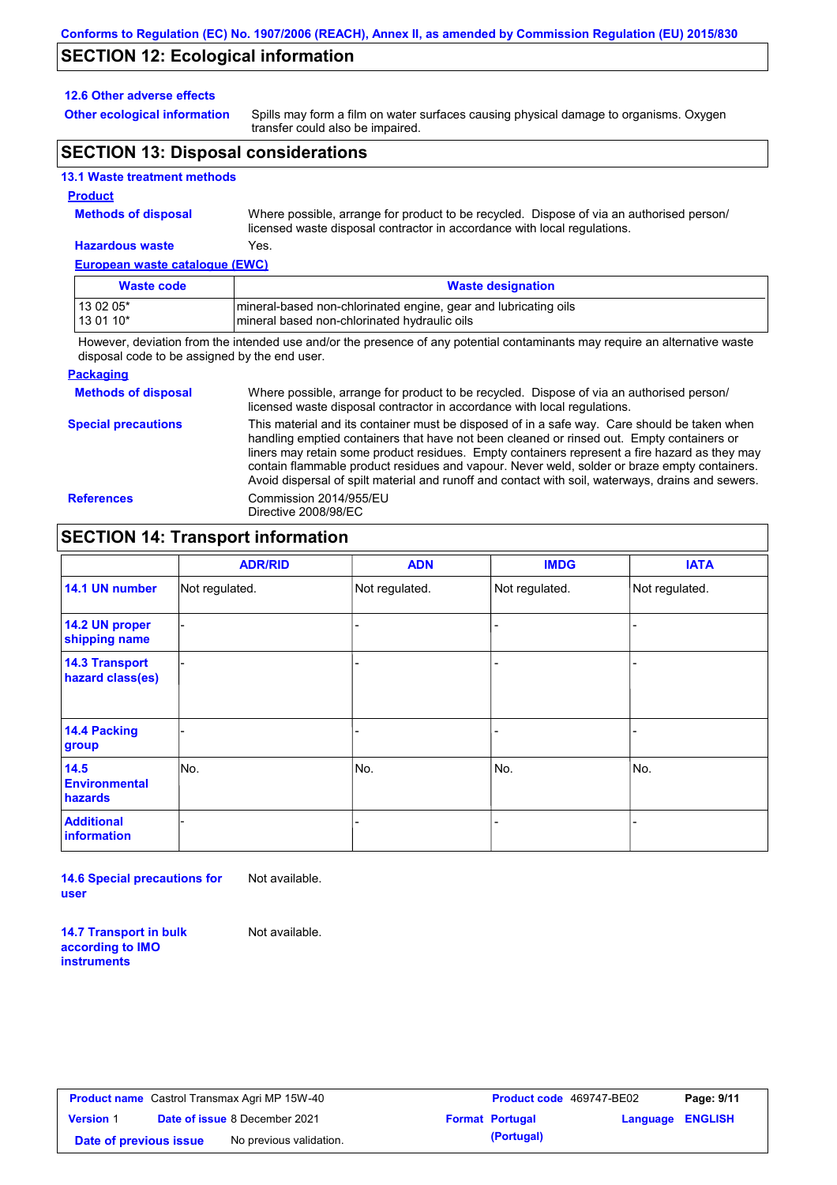## SECTION 12: Ecological information

### 12.6 Other adverse effects

**Other ecological information** Spills may form a film on water surfaces causing physical damage to organisms. Oxygen transfer could also be impaired.

## SECTION 13: Disposal considerations

### 13.1 Waste treatment methods

**Product**

**Methods of disposal** Where possible, arrange for product to be recycled. Dispose of via an authorised person/ licensed waste disposal contractor in accordance with local regulations.

**Hazardous waste** Yes.

**European waste catalogue (EWC)**

| Waste code | Waste designation |
|---|---|
| 13 02 05*<br>13 01 10* | mineral-based non-chlorinated engine, gear and lubricating oils<br>mineral based non-chlorinated hydraulic oils |

However, deviation from the intended use and/or the presence of any potential contaminants may require an alternative waste disposal code to be assigned by the end user.

**Packaging**

**Methods of disposal** Where possible, arrange for product to be recycled. Dispose of via an authorised person/ licensed waste disposal contractor in accordance with local regulations.

**Special precautions** This material and its container must be disposed of in a safe way. Care should be taken when handling emptied containers that have not been cleaned or rinsed out. Empty containers or liners may retain some product residues. Empty containers represent a fire hazard as they may contain flammable product residues and vapour. Never weld, solder or braze empty containers. Avoid dispersal of spilt material and runoff and contact with soil, waterways, drains and sewers.

**References** Commission 2014/955/EU
Directive 2008/98/EC

## SECTION 14: Transport information

| | ADR/RID | ADN | IMDG | IATA |
|---|---|---|---|---|
| **14.1 UN number** | Not regulated. | Not regulated. | Not regulated. | Not regulated. |
| **14.2 UN proper shipping name** | - | - | - | - |
| **14.3 Transport hazard class(es)** | - | - | - | - |
| **14.4 Packing group** | - | - | - | - |
| **14.5 Environmental hazards** | No. | No. | No. | No. |
| **Additional information** | - | - | - | - |

**14.6 Special precautions for user** Not available.

**14.7 Transport in bulk according to IMO instruments** Not available.

| **Product name** Castrol Transmax Agri MP 15W-40 | | **Product code** 469747-BE02 | **Page: 9/11** |
|---|---|---|---|
| **Version** 1 | **Date of issue** 8 December 2021 | **Format** Portugal (Portugal) | **Language** ENGLISH |
| **Date of previous issue** | No previous validation. | | |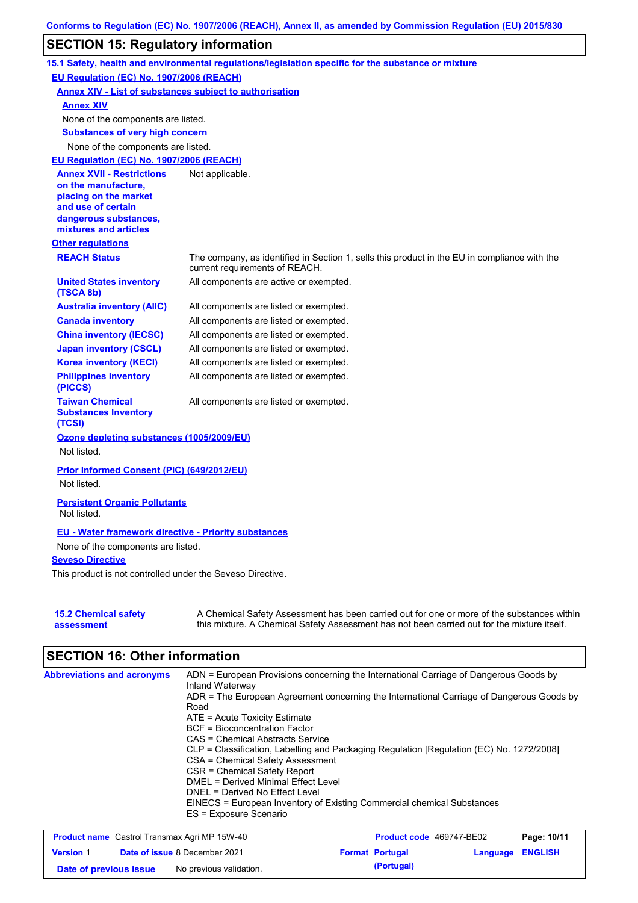## SECTION 15: Regulatory information

### 15.1 Safety, health and environmental regulations/legislation specific for the substance or mixture

**EU Regulation (EC) No. 1907/2006 (REACH)**

**Annex XIV - List of substances subject to authorisation**

**Annex XIV**

None of the components are listed.

**Substances of very high concern**

None of the components are listed.

**EU Regulation (EC) No. 1907/2006 (REACH)**

| | |
|---|---|
| **Annex XVII - Restrictions on the manufacture, placing on the market and use of certain dangerous substances, mixtures and articles** | Not applicable. |

**Other regulations**

| | |
|---|---|
| **REACH Status** | The company, as identified in Section 1, sells this product in the EU in compliance with the current requirements of REACH. |
| **United States inventory (TSCA 8b)** | All components are active or exempted. |
| **Australia inventory (AIIC)** | All components are listed or exempted. |
| **Canada inventory** | All components are listed or exempted. |
| **China inventory (IECSC)** | All components are listed or exempted. |
| **Japan inventory (CSCL)** | All components are listed or exempted. |
| **Korea inventory (KECI)** | All components are listed or exempted. |
| **Philippines inventory (PICCS)** | All components are listed or exempted. |
| **Taiwan Chemical Substances Inventory (TCSI)** | All components are listed or exempted. |

**Ozone depleting substances (1005/2009/EU)**

Not listed.

**Prior Informed Consent (PIC) (649/2012/EU)**

Not listed.

**Persistent Organic Pollutants**

Not listed.

**EU - Water framework directive - Priority substances**

None of the components are listed.

**Seveso Directive**

This product is not controlled under the Seveso Directive.

| | |
|---|---|
| **15.2 Chemical safety assessment** | A Chemical Safety Assessment has been carried out for one or more of the substances within this mixture. A Chemical Safety Assessment has not been carried out for the mixture itself. |

## SECTION 16: Other information

**Abbreviations and acronyms**

ADN = European Provisions concerning the International Carriage of Dangerous Goods by Inland Waterway
ADR = The European Agreement concerning the International Carriage of Dangerous Goods by Road
ATE = Acute Toxicity Estimate
BCF = Bioconcentration Factor
CAS = Chemical Abstracts Service
CLP = Classification, Labelling and Packaging Regulation [Regulation (EC) No. 1272/2008]
CSA = Chemical Safety Assessment
CSR = Chemical Safety Report
DMEL = Derived Minimal Effect Level
DNEL = Derived No Effect Level
EINECS = European Inventory of Existing Commercial chemical Substances
ES = Exposure Scenario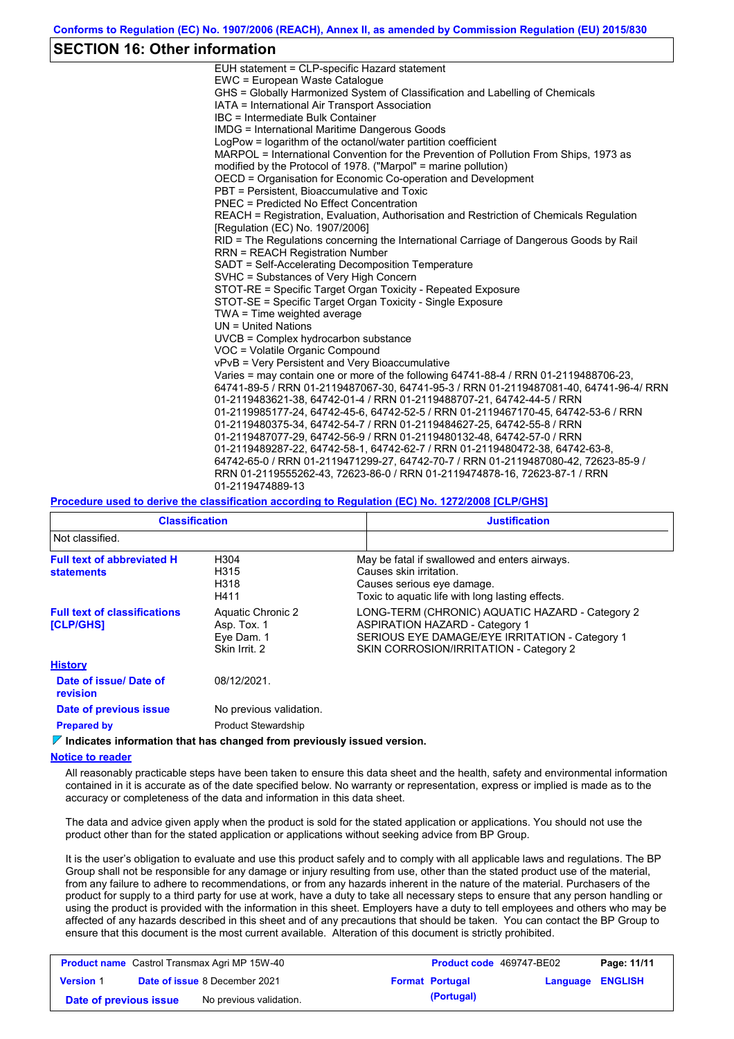## SECTION 16: Other information

EUH statement = CLP-specific Hazard statement
EWC = European Waste Catalogue
GHS = Globally Harmonized System of Classification and Labelling of Chemicals
IATA = International Air Transport Association
IBC = Intermediate Bulk Container
IMDG = International Maritime Dangerous Goods
LogPow = logarithm of the octanol/water partition coefficient
MARPOL = International Convention for the Prevention of Pollution From Ships, 1973 as modified by the Protocol of 1978. ("Marpol" = marine pollution)
OECD = Organisation for Economic Co-operation and Development
PBT = Persistent, Bioaccumulative and Toxic
PNEC = Predicted No Effect Concentration
REACH = Registration, Evaluation, Authorisation and Restriction of Chemicals Regulation [Regulation (EC) No. 1907/2006]
RID = The Regulations concerning the International Carriage of Dangerous Goods by Rail
RRN = REACH Registration Number
SADT = Self-Accelerating Decomposition Temperature
SVHC = Substances of Very High Concern
STOT-RE = Specific Target Organ Toxicity - Repeated Exposure
STOT-SE = Specific Target Organ Toxicity - Single Exposure
TWA = Time weighted average
UN = United Nations
UVCB = Complex hydrocarbon substance
VOC = Volatile Organic Compound
vPvB = Very Persistent and Very Bioaccumulative
Varies = may contain one or more of the following 64741-88-4 / RRN 01-2119488706-23, 64741-89-5 / RRN 01-2119487067-30, 64741-95-3 / RRN 01-2119487081-40, 64741-96-4/ RRN 01-2119483621-38, 64742-01-4 / RRN 01-2119488707-21, 64742-44-5 / RRN 01-2119985177-24, 64742-45-6, 64742-52-5 / RRN 01-2119467170-45, 64742-53-6 / RRN 01-2119480375-34, 64742-54-7 / RRN 01-2119484627-25, 64742-55-8 / RRN 01-2119487077-29, 64742-56-9 / RRN 01-2119480132-48, 64742-57-0 / RRN 01-2119489287-22, 64742-58-1, 64742-62-7 / RRN 01-2119480472-38, 64742-63-8, 64742-65-0 / RRN 01-2119471299-27, 64742-70-7 / RRN 01-2119487080-42, 72623-85-9 / RRN 01-2119555262-43, 72623-86-0 / RRN 01-2119474878-16, 72623-87-1 / RRN 01-2119474889-13

**Procedure used to derive the classification according to Regulation (EC) No. 1272/2008 [CLP/GHS]**

| Classification | Justification |
|---|---|
| Not classified. | |

**Full text of abbreviated H statements**

| | |
|---|---|
| H304 | May be fatal if swallowed and enters airways. |
| H315 | Causes skin irritation. |
| H318 | Causes serious eye damage. |
| H411 | Toxic to aquatic life with long lasting effects. |

**Full text of classifications [CLP/GHS]**

| | |
|---|---|
| Aquatic Chronic 2 | LONG-TERM (CHRONIC) AQUATIC HAZARD - Category 2 |
| Asp. Tox. 1 | ASPIRATION HAZARD - Category 1 |
| Eye Dam. 1 | SERIOUS EYE DAMAGE/EYE IRRITATION - Category 1 |
| Skin Irrit. 2 | SKIN CORROSION/IRRITATION - Category 2 |

**History**

**Date of issue/ Date of revision** 08/12/2021.

**Date of previous issue** No previous validation.

**Prepared by** Product Stewardship

**Indicates information that has changed from previously issued version.**

**Notice to reader**

All reasonably practicable steps have been taken to ensure this data sheet and the health, safety and environmental information contained in it is accurate as of the date specified below. No warranty or representation, express or implied is made as to the accuracy or completeness of the data and information in this data sheet.

The data and advice given apply when the product is sold for the stated application or applications. You should not use the product other than for the stated application or applications without seeking advice from BP Group.

It is the user's obligation to evaluate and use this product safely and to comply with all applicable laws and regulations. The BP Group shall not be responsible for any damage or injury resulting from use, other than the stated product use of the material, from any failure to adhere to recommendations, or from any hazards inherent in the nature of the material. Purchasers of the product for supply to a third party for use at work, have a duty to take all necessary steps to ensure that any person handling or using the product is provided with the information in this sheet. Employers have a duty to tell employees and others who may be affected of any hazards described in this sheet and of any precautions that should be taken. You can contact the BP Group to ensure that this document is the most current available. Alteration of this document is strictly prohibited.